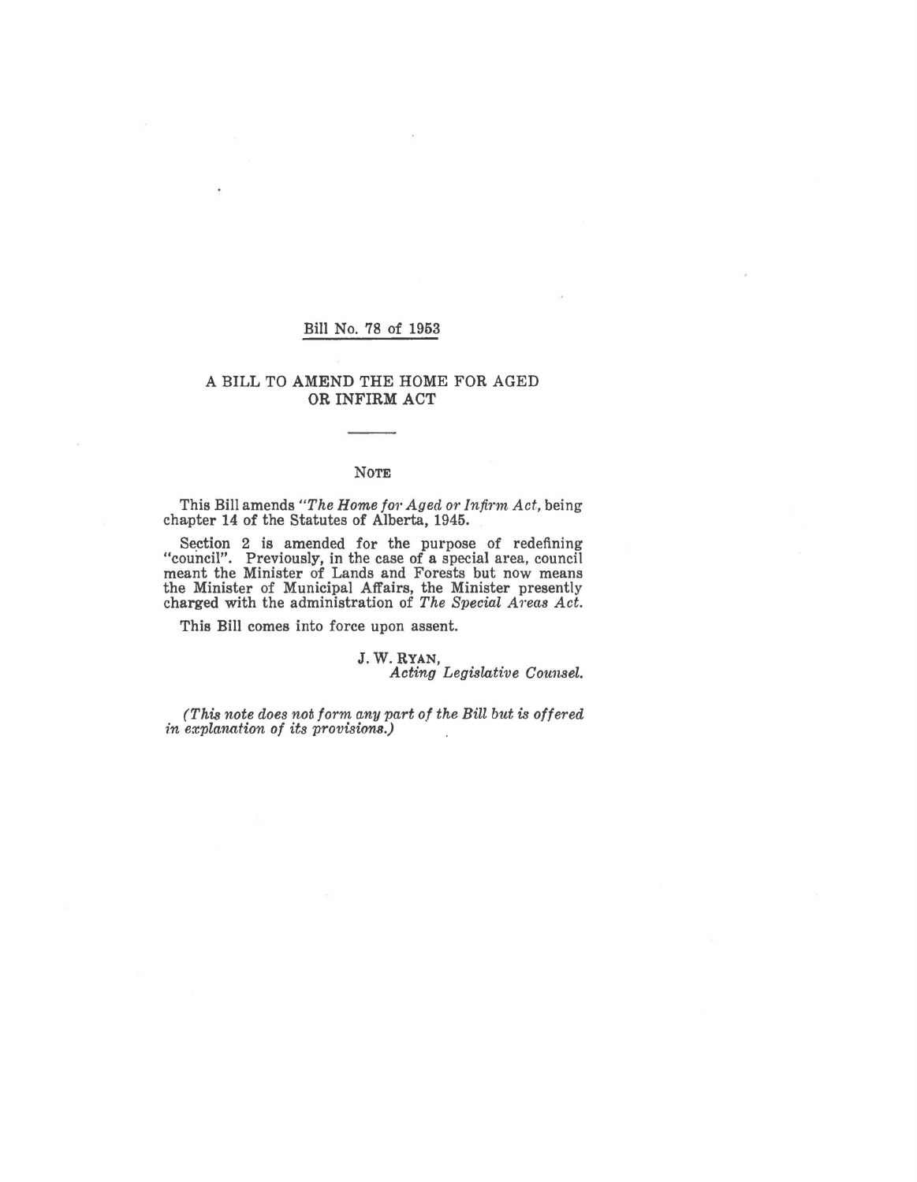Bill No. 78 of 1953

# A BILL TO AMEND THE HOME FOR AGED OR INFIRM ACT

## NOTE

This Bill amends "*The Home for Aged or Infirm Act,* being chapter 14 of the Statutes of Alberta, 1945.

Section 2 is amended for the purpose of redefining "council". Previously, in the case of a special area, council meant the Minister of Lands and Forests but now means the Minister of Municipal Affairs, the Minister presently charged with the administration of *The Special Areas Act.*

This Bill comes into force upon assent.

J. W. RYAN,
*Acting Legislative Counsel.*

*(This note does not form any part of the Bill but is offered in explanation of its provisions.)*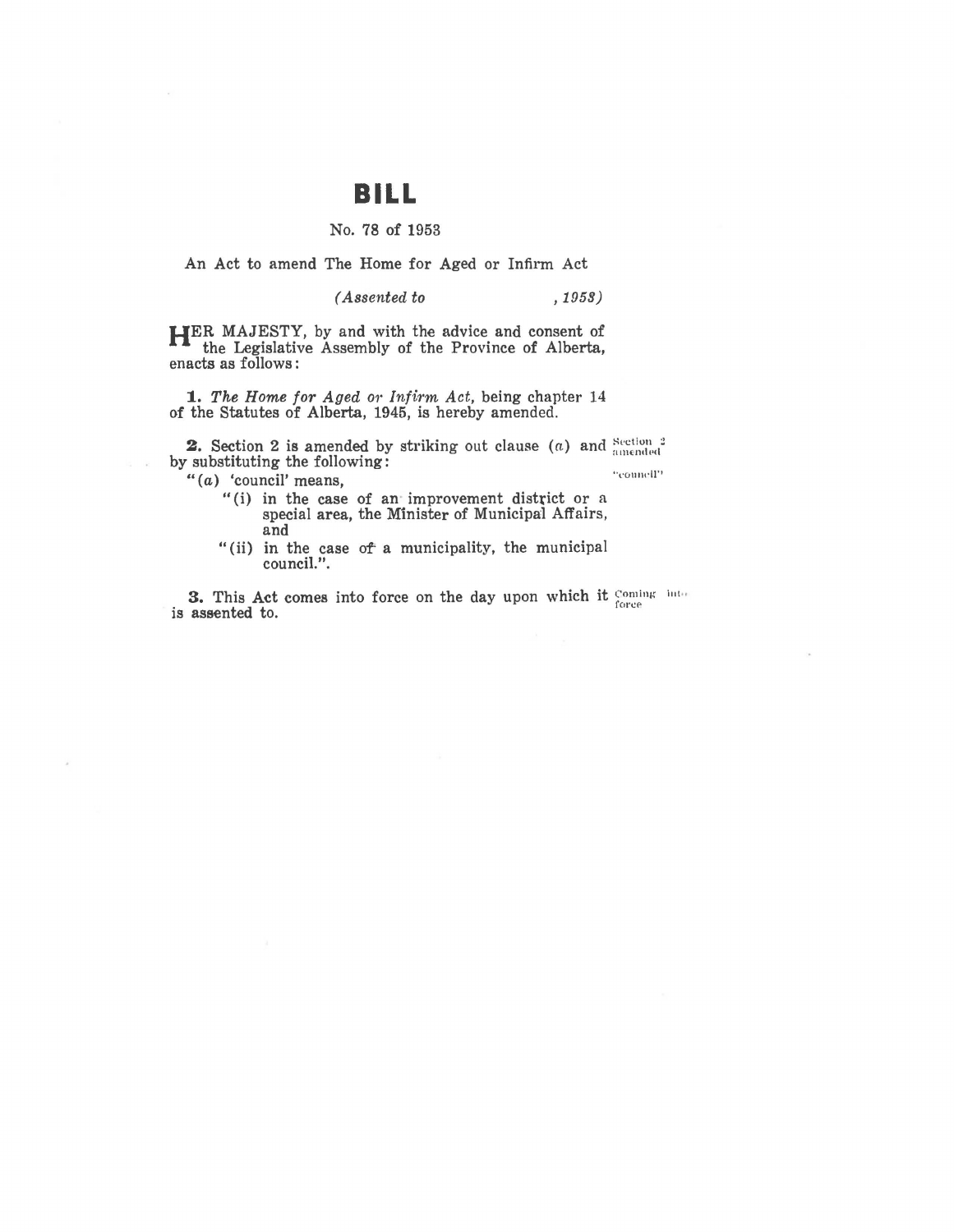# BILL

No. 78 of 1953

An Act to amend The Home for Aged or Infirm Act

*(Assented to , 1953)*

HER MAJESTY, by and with the advice and consent of the Legislative Assembly of the Province of Alberta, enacts as follows:

**1.** *The Home for Aged or Infirm Act*, being chapter 14 of the Statutes of Alberta, 1945, is hereby amended.

**2.** Section 2 is amended by striking out clause (*a*) and by substituting the following:

Section 2 amended

"council"

"(*a*) 'council' means,

"(i) in the case of an improvement district or a special area, the Minister of Municipal Affairs, and

"(ii) in the case of a municipality, the municipal council.".

**3.** This Act comes into force on the day upon which it is assented to.

Coming into force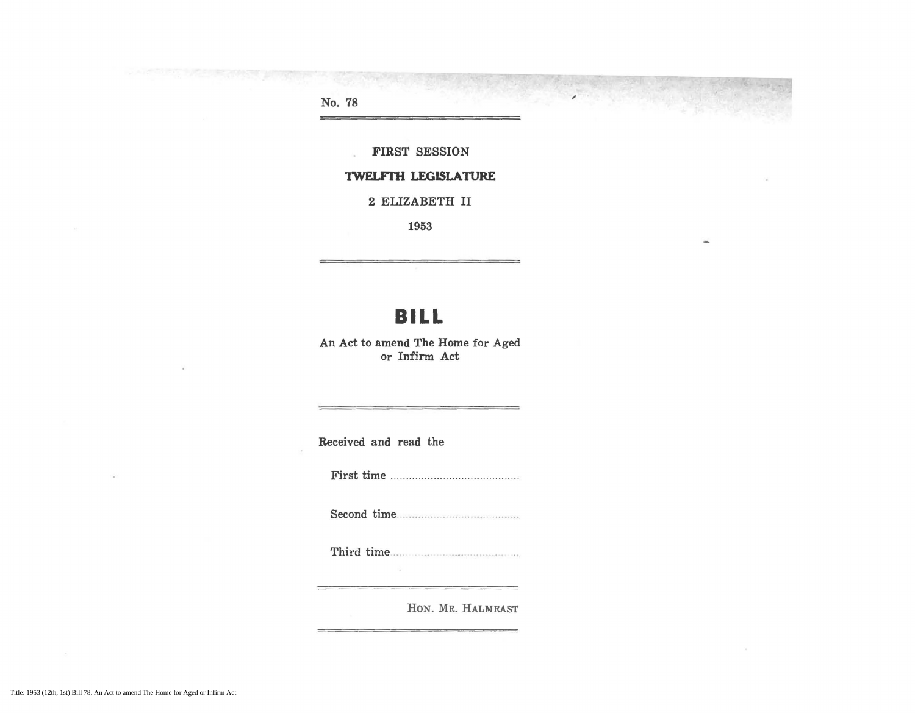No. 78

FIRST SESSION

TWELFTH LEGISLATURE

2 ELIZABETH II

1953

# BILL

An Act to amend The Home for Aged or Infirm Act

Received and read the

First time ..........................................

Second time ..........................................

Third time ..........................................

HON. MR. HALMRAST

Title: 1953 (12th, 1st) Bill 78, An Act to amend The Home for Aged or Infirm Act